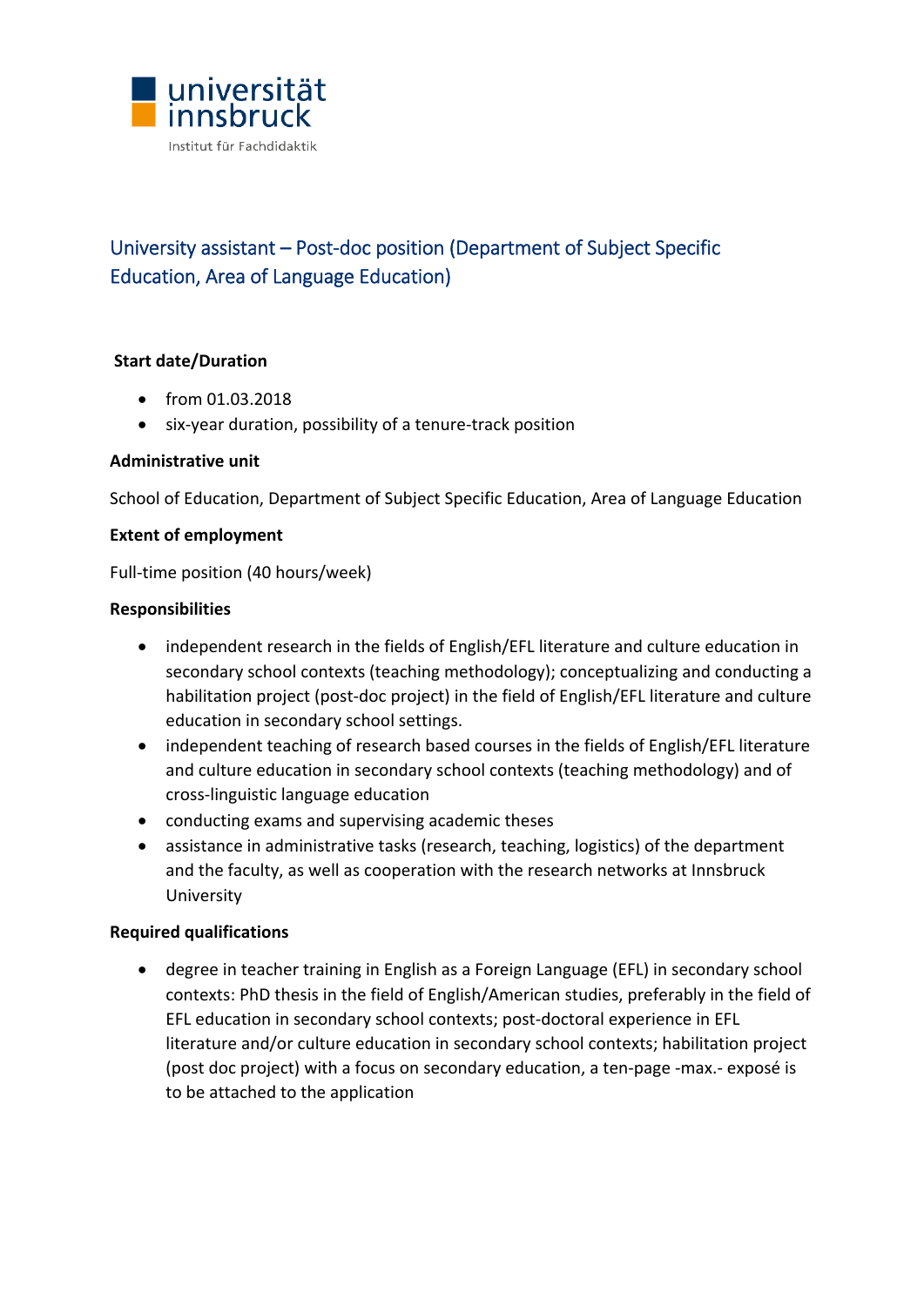universität innsbruck

Institut für Fachdidaktik

# University assistant – Post-doc position (Department of Subject Specific Education, Area of Language Education)

**Start date/Duration**

- from 01.03.2018
- six-year duration, possibility of a tenure-track position

**Administrative unit**

School of Education, Department of Subject Specific Education, Area of Language Education

**Extent of employment**

Full-time position (40 hours/week)

**Responsibilities**

- independent research in the fields of English/EFL literature and culture education in secondary school contexts (teaching methodology); conceptualizing and conducting a habilitation project (post-doc project) in the field of English/EFL literature and culture education in secondary school settings.
- independent teaching of research based courses in the fields of English/EFL literature and culture education in secondary school contexts (teaching methodology) and of cross-linguistic language education
- conducting exams and supervising academic theses
- assistance in administrative tasks (research, teaching, logistics) of the department and the faculty, as well as cooperation with the research networks at Innsbruck University

**Required qualifications**

- degree in teacher training in English as a Foreign Language (EFL) in secondary school contexts: PhD thesis in the field of English/American studies, preferably in the field of EFL education in secondary school contexts; post-doctoral experience in EFL literature and/or culture education in secondary school contexts; habilitation project (post doc project) with a focus on secondary education, a ten-page -max.- exposé is to be attached to the application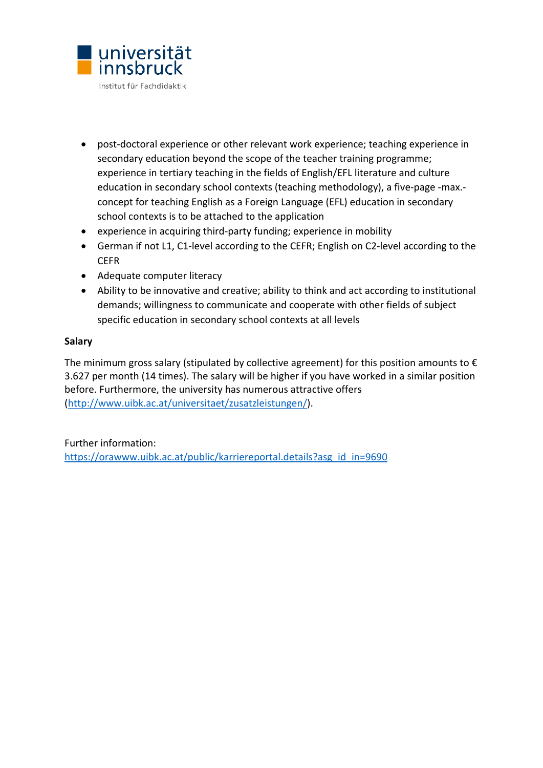- post-doctoral experience or other relevant work experience; teaching experience in secondary education beyond the scope of the teacher training programme; experience in tertiary teaching in the fields of English/EFL literature and culture education in secondary school contexts (teaching methodology), a five-page -max.- concept for teaching English as a Foreign Language (EFL) education in secondary school contexts is to be attached to the application
- experience in acquiring third-party funding; experience in mobility
- German if not L1, C1-level according to the CEFR; English on C2-level according to the CEFR
- Adequate computer literacy
- Ability to be innovative and creative; ability to think and act according to institutional demands; willingness to communicate and cooperate with other fields of subject specific education in secondary school contexts at all levels

**Salary**

The minimum gross salary (stipulated by collective agreement) for this position amounts to € 3.627 per month (14 times). The salary will be higher if you have worked in a similar position before. Furthermore, the university has numerous attractive offers (http://www.uibk.ac.at/universitaet/zusatzleistungen/).

Further information:
https://orawww.uibk.ac.at/public/karriereportal.details?asg_id_in=9690